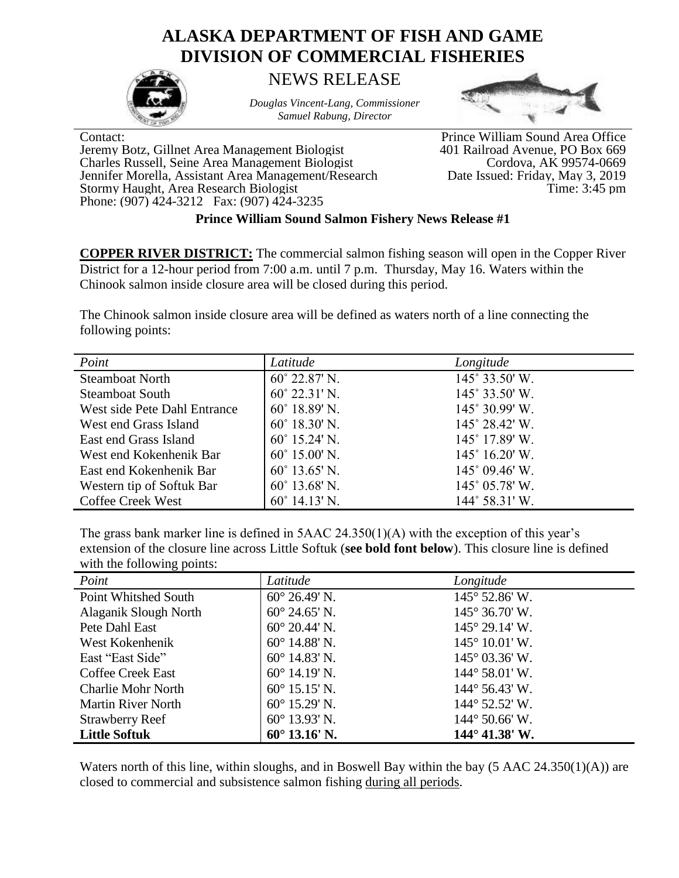# ALASKA DEPARTMENT OF FISH AND GAME
# DIVISION OF COMMERCIAL FISHERIES

## NEWS RELEASE

*Douglas Vincent-Lang, Commissioner*
*Samuel Rabung, Director*

Contact:
Jeremy Botz, Gillnet Area Management Biologist
Charles Russell, Seine Area Management Biologist
Jennifer Morella, Assistant Area Management/Research
Stormy Haught, Area Research Biologist
Phone: (907) 424-3212 Fax: (907) 424-3235

Prince William Sound Area Office
401 Railroad Avenue, PO Box 669
Cordova, AK 99574-0669
Date Issued: Friday, May 3, 2019
Time: 3:45 pm

**Prince William Sound Salmon Fishery News Release #1**

**COPPER RIVER DISTRICT:** The commercial salmon fishing season will open in the Copper River District for a 12-hour period from 7:00 a.m. until 7 p.m. Thursday, May 16. Waters within the Chinook salmon inside closure area will be closed during this period.

The Chinook salmon inside closure area will be defined as waters north of a line connecting the following points:

| *Point* | *Latitude* | *Longitude* |
|---|---|---|
| Steamboat North | 60˚ 22.87' N. | 145˚ 33.50' W. |
| Steamboat South | 60˚ 22.31' N. | 145˚ 33.50' W. |
| West side Pete Dahl Entrance | 60˚ 18.89' N. | 145˚ 30.99' W. |
| West end Grass Island | 60˚ 18.30' N. | 145˚ 28.42' W. |
| East end Grass Island | 60˚ 15.24' N. | 145˚ 17.89' W. |
| West end Kokenhenik Bar | 60˚ 15.00' N. | 145˚ 16.20' W. |
| East end Kokenhenik Bar | 60˚ 13.65' N. | 145˚ 09.46' W. |
| Western tip of Softuk Bar | 60˚ 13.68' N. | 145˚ 05.78' W. |
| Coffee Creek West | 60˚ 14.13' N. | 144˚ 58.31' W. |

The grass bank marker line is defined in 5AAC 24.350(1)(A) with the exception of this year's extension of the closure line across Little Softuk (**see bold font below**). This closure line is defined with the following points:

| *Point* | *Latitude* | *Longitude* |
|---|---|---|
| Point Whitshed South | 60° 26.49' N. | 145° 52.86' W. |
| Alaganik Slough North | 60° 24.65' N. | 145° 36.70' W. |
| Pete Dahl East | 60° 20.44' N. | 145° 29.14' W. |
| West Kokenhenik | 60° 14.88' N. | 145° 10.01' W. |
| East "East Side" | 60° 14.83' N. | 145° 03.36' W. |
| Coffee Creek East | 60° 14.19' N. | 144° 58.01' W. |
| Charlie Mohr North | 60° 15.15' N. | 144° 56.43' W. |
| Martin River North | 60° 15.29' N. | 144° 52.52' W. |
| Strawberry Reef | 60° 13.93' N. | 144° 50.66' W. |
| **Little Softuk** | **60° 13.16' N.** | **144° 41.38' W.** |

Waters north of this line, within sloughs, and in Boswell Bay within the bay (5 AAC 24.350(1)(A)) are closed to commercial and subsistence salmon fishing <u>during all periods</u>.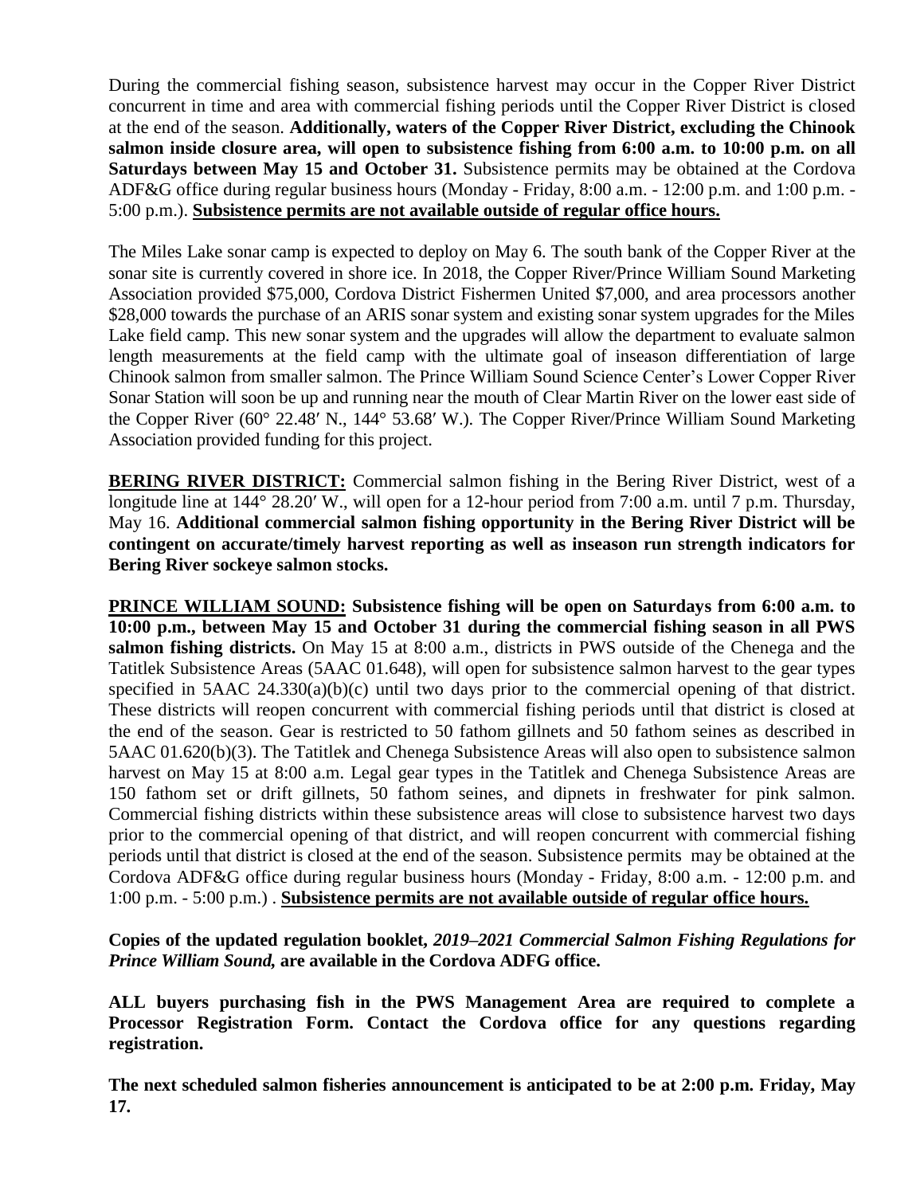During the commercial fishing season, subsistence harvest may occur in the Copper River District concurrent in time and area with commercial fishing periods until the Copper River District is closed at the end of the season. **Additionally, waters of the Copper River District, excluding the Chinook salmon inside closure area, will open to subsistence fishing from 6:00 a.m. to 10:00 p.m. on all Saturdays between May 15 and October 31.** Subsistence permits may be obtained at the Cordova ADF&G office during regular business hours (Monday - Friday, 8:00 a.m. - 12:00 p.m. and 1:00 p.m. - 5:00 p.m.). **<u>Subsistence permits are not available outside of regular office hours.</u>**

The Miles Lake sonar camp is expected to deploy on May 6. The south bank of the Copper River at the sonar site is currently covered in shore ice. In 2018, the Copper River/Prince William Sound Marketing Association provided $75,000, Cordova District Fishermen United $7,000, and area processors another $28,000 towards the purchase of an ARIS sonar system and existing sonar system upgrades for the Miles Lake field camp. This new sonar system and the upgrades will allow the department to evaluate salmon length measurements at the field camp with the ultimate goal of inseason differentiation of large Chinook salmon from smaller salmon. The Prince William Sound Science Center's Lower Copper River Sonar Station will soon be up and running near the mouth of Clear Martin River on the lower east side of the Copper River (60° 22.48′ N., 144° 53.68′ W.). The Copper River/Prince William Sound Marketing Association provided funding for this project.

**<u>BERING RIVER DISTRICT:</u>** Commercial salmon fishing in the Bering River District, west of a longitude line at 144° 28.20′ W., will open for a 12-hour period from 7:00 a.m. until 7 p.m. Thursday, May 16. **Additional commercial salmon fishing opportunity in the Bering River District will be contingent on accurate/timely harvest reporting as well as inseason run strength indicators for Bering River sockeye salmon stocks.**

**<u>PRINCE WILLIAM SOUND:</u> Subsistence fishing will be open on Saturdays from 6:00 a.m. to 10:00 p.m., between May 15 and October 31 during the commercial fishing season in all PWS salmon fishing districts.** On May 15 at 8:00 a.m., districts in PWS outside of the Chenega and the Tatitlek Subsistence Areas (5AAC 01.648), will open for subsistence salmon harvest to the gear types specified in 5AAC 24.330(a)(b)(c) until two days prior to the commercial opening of that district. These districts will reopen concurrent with commercial fishing periods until that district is closed at the end of the season. Gear is restricted to 50 fathom gillnets and 50 fathom seines as described in 5AAC 01.620(b)(3). The Tatitlek and Chenega Subsistence Areas will also open to subsistence salmon harvest on May 15 at 8:00 a.m. Legal gear types in the Tatitlek and Chenega Subsistence Areas are 150 fathom set or drift gillnets, 50 fathom seines, and dipnets in freshwater for pink salmon. Commercial fishing districts within these subsistence areas will close to subsistence harvest two days prior to the commercial opening of that district, and will reopen concurrent with commercial fishing periods until that district is closed at the end of the season. Subsistence permits may be obtained at the Cordova ADF&G office during regular business hours (Monday - Friday, 8:00 a.m. - 12:00 p.m. and 1:00 p.m. - 5:00 p.m.) . **<u>Subsistence permits are not available outside of regular office hours.</u>**

**Copies of the updated regulation booklet, *2019–2021 Commercial Salmon Fishing Regulations for Prince William Sound,* are available in the Cordova ADFG office.**

**ALL buyers purchasing fish in the PWS Management Area are required to complete a Processor Registration Form. Contact the Cordova office for any questions regarding registration.**

**The next scheduled salmon fisheries announcement is anticipated to be at 2:00 p.m. Friday, May 17.**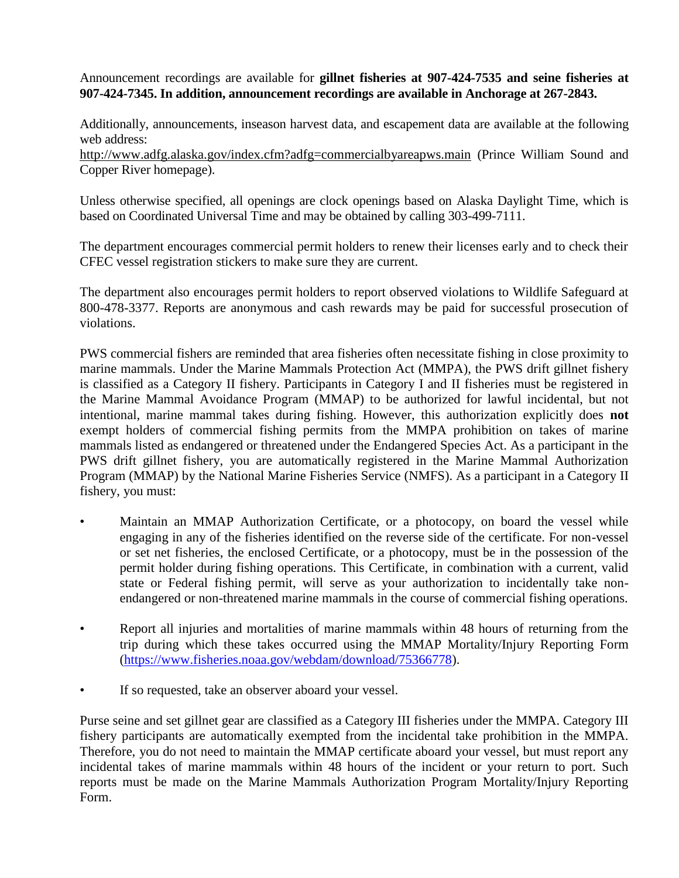Announcement recordings are available for **gillnet fisheries at 907-424-7535 and seine fisheries at 907-424-7345. In addition, announcement recordings are available in Anchorage at 267-2843.**

Additionally, announcements, inseason harvest data, and escapement data are available at the following web address:
http://www.adfg.alaska.gov/index.cfm?adfg=commercialbyareapws.main (Prince William Sound and Copper River homepage).

Unless otherwise specified, all openings are clock openings based on Alaska Daylight Time, which is based on Coordinated Universal Time and may be obtained by calling 303-499-7111.

The department encourages commercial permit holders to renew their licenses early and to check their CFEC vessel registration stickers to make sure they are current.

The department also encourages permit holders to report observed violations to Wildlife Safeguard at 800-478-3377. Reports are anonymous and cash rewards may be paid for successful prosecution of violations.

PWS commercial fishers are reminded that area fisheries often necessitate fishing in close proximity to marine mammals. Under the Marine Mammals Protection Act (MMPA), the PWS drift gillnet fishery is classified as a Category II fishery. Participants in Category I and II fisheries must be registered in the Marine Mammal Avoidance Program (MMAP) to be authorized for lawful incidental, but not intentional, marine mammal takes during fishing. However, this authorization explicitly does **not** exempt holders of commercial fishing permits from the MMPA prohibition on takes of marine mammals listed as endangered or threatened under the Endangered Species Act. As a participant in the PWS drift gillnet fishery, you are automatically registered in the Marine Mammal Authorization Program (MMAP) by the National Marine Fisheries Service (NMFS). As a participant in a Category II fishery, you must:

- Maintain an MMAP Authorization Certificate, or a photocopy, on board the vessel while engaging in any of the fisheries identified on the reverse side of the certificate. For non-vessel or set net fisheries, the enclosed Certificate, or a photocopy, must be in the possession of the permit holder during fishing operations. This Certificate, in combination with a current, valid state or Federal fishing permit, will serve as your authorization to incidentally take non-endangered or non-threatened marine mammals in the course of commercial fishing operations.

- Report all injuries and mortalities of marine mammals within 48 hours of returning from the trip during which these takes occurred using the MMAP Mortality/Injury Reporting Form (https://www.fisheries.noaa.gov/webdam/download/75366778).

- If so requested, take an observer aboard your vessel.

Purse seine and set gillnet gear are classified as a Category III fisheries under the MMPA. Category III fishery participants are automatically exempted from the incidental take prohibition in the MMPA. Therefore, you do not need to maintain the MMAP certificate aboard your vessel, but must report any incidental takes of marine mammals within 48 hours of the incident or your return to port. Such reports must be made on the Marine Mammals Authorization Program Mortality/Injury Reporting Form.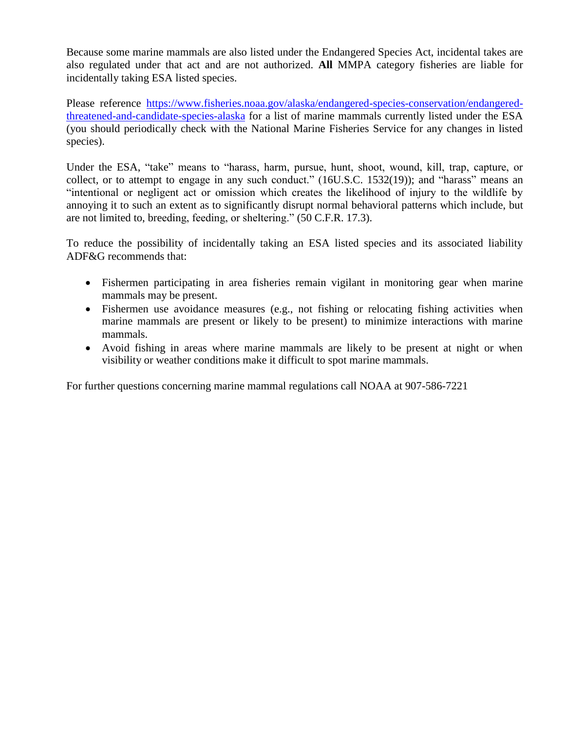Because some marine mammals are also listed under the Endangered Species Act, incidental takes are also regulated under that act and are not authorized. **All** MMPA category fisheries are liable for incidentally taking ESA listed species.

Please reference [https://www.fisheries.noaa.gov/alaska/endangered-species-conservation/endangered-threatened-and-candidate-species-alaska](https://www.fisheries.noaa.gov/alaska/endangered-species-conservation/endangered-threatened-and-candidate-species-alaska) for a list of marine mammals currently listed under the ESA (you should periodically check with the National Marine Fisheries Service for any changes in listed species).

Under the ESA, "take" means to "harass, harm, pursue, hunt, shoot, wound, kill, trap, capture, or collect, or to attempt to engage in any such conduct." (16U.S.C. 1532(19)); and "harass" means an "intentional or negligent act or omission which creates the likelihood of injury to the wildlife by annoying it to such an extent as to significantly disrupt normal behavioral patterns which include, but are not limited to, breeding, feeding, or sheltering." (50 C.F.R. 17.3).

To reduce the possibility of incidentally taking an ESA listed species and its associated liability ADF&G recommends that:

- Fishermen participating in area fisheries remain vigilant in monitoring gear when marine mammals may be present.
- Fishermen use avoidance measures (e.g., not fishing or relocating fishing activities when marine mammals are present or likely to be present) to minimize interactions with marine mammals.
- Avoid fishing in areas where marine mammals are likely to be present at night or when visibility or weather conditions make it difficult to spot marine mammals.

For further questions concerning marine mammal regulations call NOAA at 907-586-7221